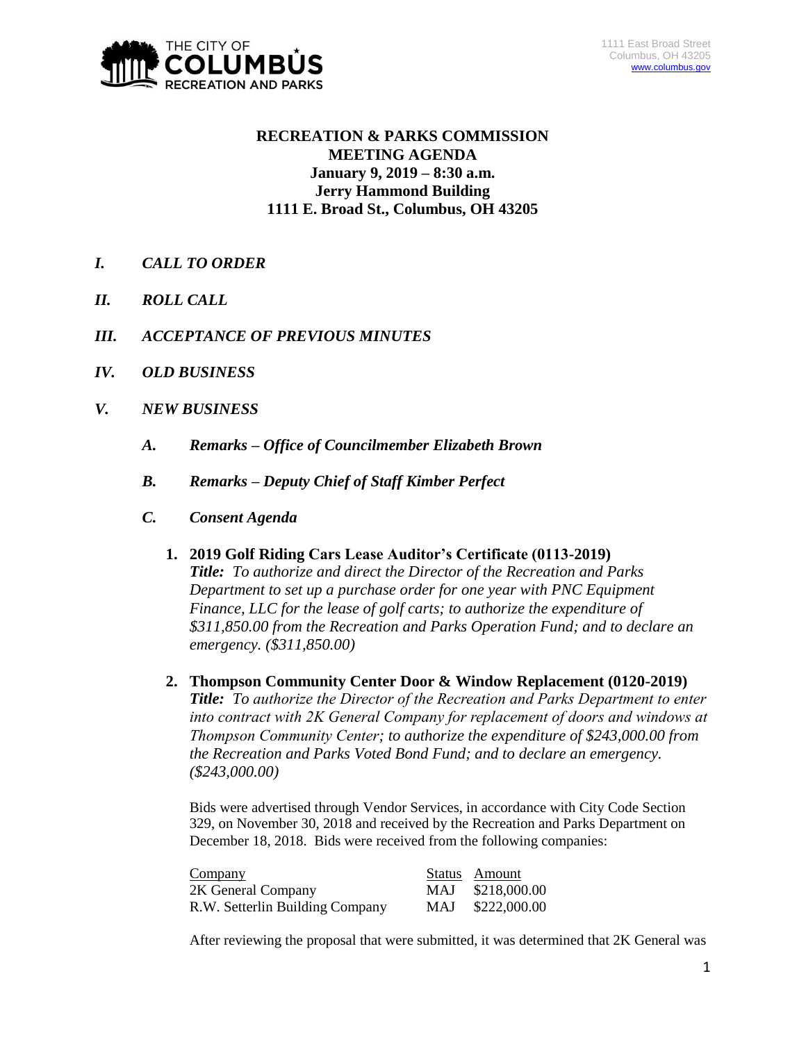1111 East Broad Street
Columbus, OH 43205
www.columbus.gov

# RECREATION & PARKS COMMISSION MEETING AGENDA

**January 9, 2019 – 8:30 a.m.**
**Jerry Hammond Building**
**1111 E. Broad St., Columbus, OH 43205**

## *I. CALL TO ORDER*

## *II. ROLL CALL*

## *III. ACCEPTANCE OF PREVIOUS MINUTES*

## *IV. OLD BUSINESS*

## *V. NEW BUSINESS*

### *A. Remarks – Office of Councilmember Elizabeth Brown*

### *B. Remarks – Deputy Chief of Staff Kimber Perfect*

### *C. Consent Agenda*

**1. 2019 Golf Riding Cars Lease Auditor's Certificate (0113-2019)**
***Title:*** *To authorize and direct the Director of the Recreation and Parks Department to set up a purchase order for one year with PNC Equipment Finance, LLC for the lease of golf carts; to authorize the expenditure of $311,850.00 from the Recreation and Parks Operation Fund; and to declare an emergency. ($311,850.00)*

**2. Thompson Community Center Door & Window Replacement (0120-2019)**
***Title:*** *To authorize the Director of the Recreation and Parks Department to enter into contract with 2K General Company for replacement of doors and windows at Thompson Community Center; to authorize the expenditure of $243,000.00 from the Recreation and Parks Voted Bond Fund; and to declare an emergency. ($243,000.00)*

Bids were advertised through Vendor Services, in accordance with City Code Section 329, on November 30, 2018 and received by the Recreation and Parks Department on December 18, 2018. Bids were received from the following companies:

| Company | Status | Amount |
|---|---|---|
| 2K General Company | MAJ | $218,000.00 |
| R.W. Setterlin Building Company | MAJ | $222,000.00 |

After reviewing the proposal that were submitted, it was determined that 2K General was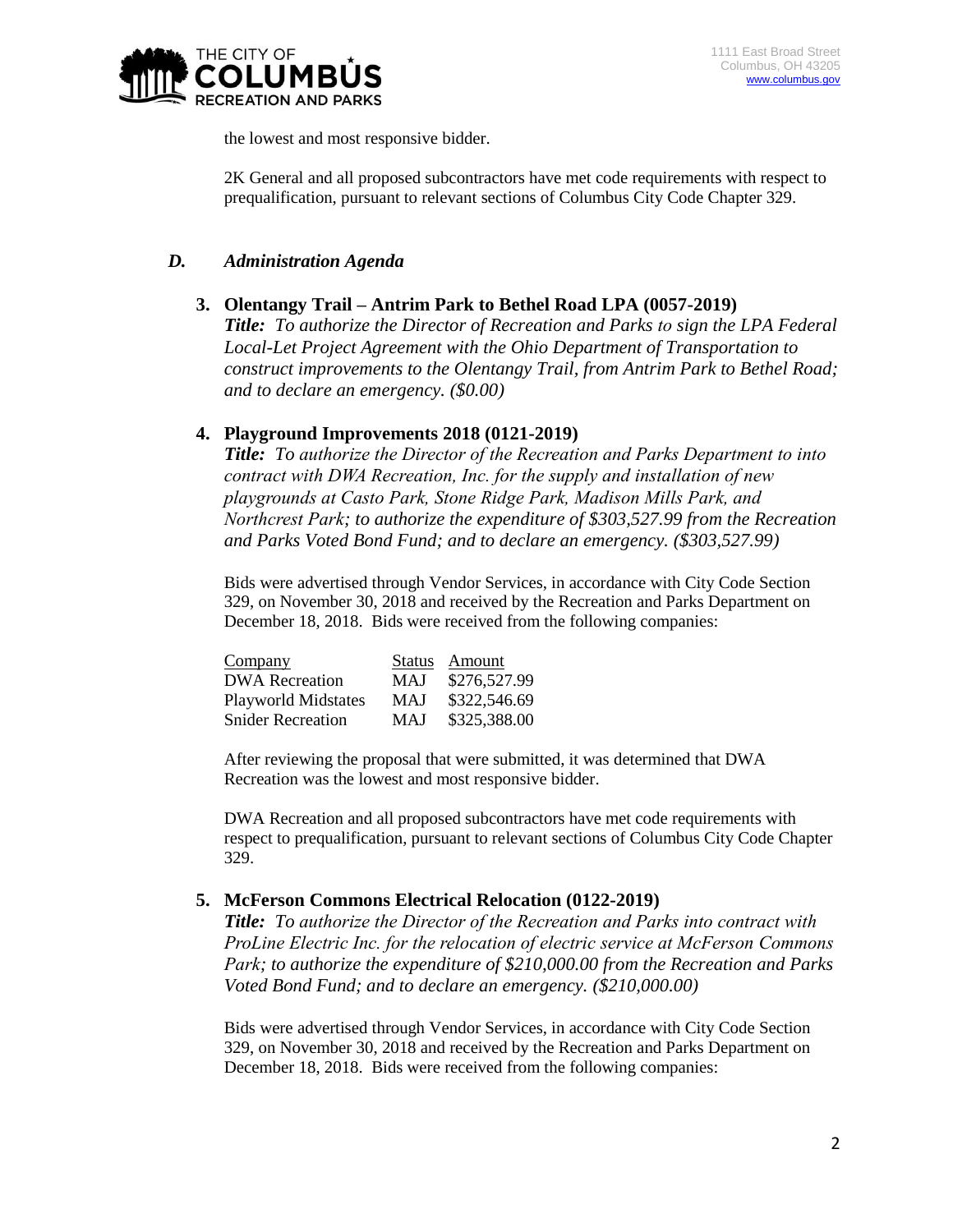the lowest and most responsive bidder.

2K General and all proposed subcontractors have met code requirements with respect to prequalification, pursuant to relevant sections of Columbus City Code Chapter 329.

## *D. Administration Agenda*

**3. Olentangy Trail – Antrim Park to Bethel Road LPA (0057-2019)**

***Title:*** *To authorize the Director of Recreation and Parks to sign the LPA Federal Local-Let Project Agreement with the Ohio Department of Transportation to construct improvements to the Olentangy Trail, from Antrim Park to Bethel Road; and to declare an emergency. ($0.00)*

**4. Playground Improvements 2018 (0121-2019)**

***Title:*** *To authorize the Director of the Recreation and Parks Department to into contract with DWA Recreation, Inc. for the supply and installation of new playgrounds at Casto Park, Stone Ridge Park, Madison Mills Park, and Northcrest Park; to authorize the expenditure of $303,527.99 from the Recreation and Parks Voted Bond Fund; and to declare an emergency. ($303,527.99)*

Bids were advertised through Vendor Services, in accordance with City Code Section 329, on November 30, 2018 and received by the Recreation and Parks Department on December 18, 2018. Bids were received from the following companies:

| Company | Status | Amount |
|---|---|---|
| DWA Recreation | MAJ | $276,527.99 |
| Playworld Midstates | MAJ | $322,546.69 |
| Snider Recreation | MAJ | $325,388.00 |

After reviewing the proposal that were submitted, it was determined that DWA Recreation was the lowest and most responsive bidder.

DWA Recreation and all proposed subcontractors have met code requirements with respect to prequalification, pursuant to relevant sections of Columbus City Code Chapter 329.

**5. McFerson Commons Electrical Relocation (0122-2019)**

***Title:*** *To authorize the Director of the Recreation and Parks into contract with ProLine Electric Inc. for the relocation of electric service at McFerson Commons Park; to authorize the expenditure of $210,000.00 from the Recreation and Parks Voted Bond Fund; and to declare an emergency. ($210,000.00)*

Bids were advertised through Vendor Services, in accordance with City Code Section 329, on November 30, 2018 and received by the Recreation and Parks Department on December 18, 2018. Bids were received from the following companies: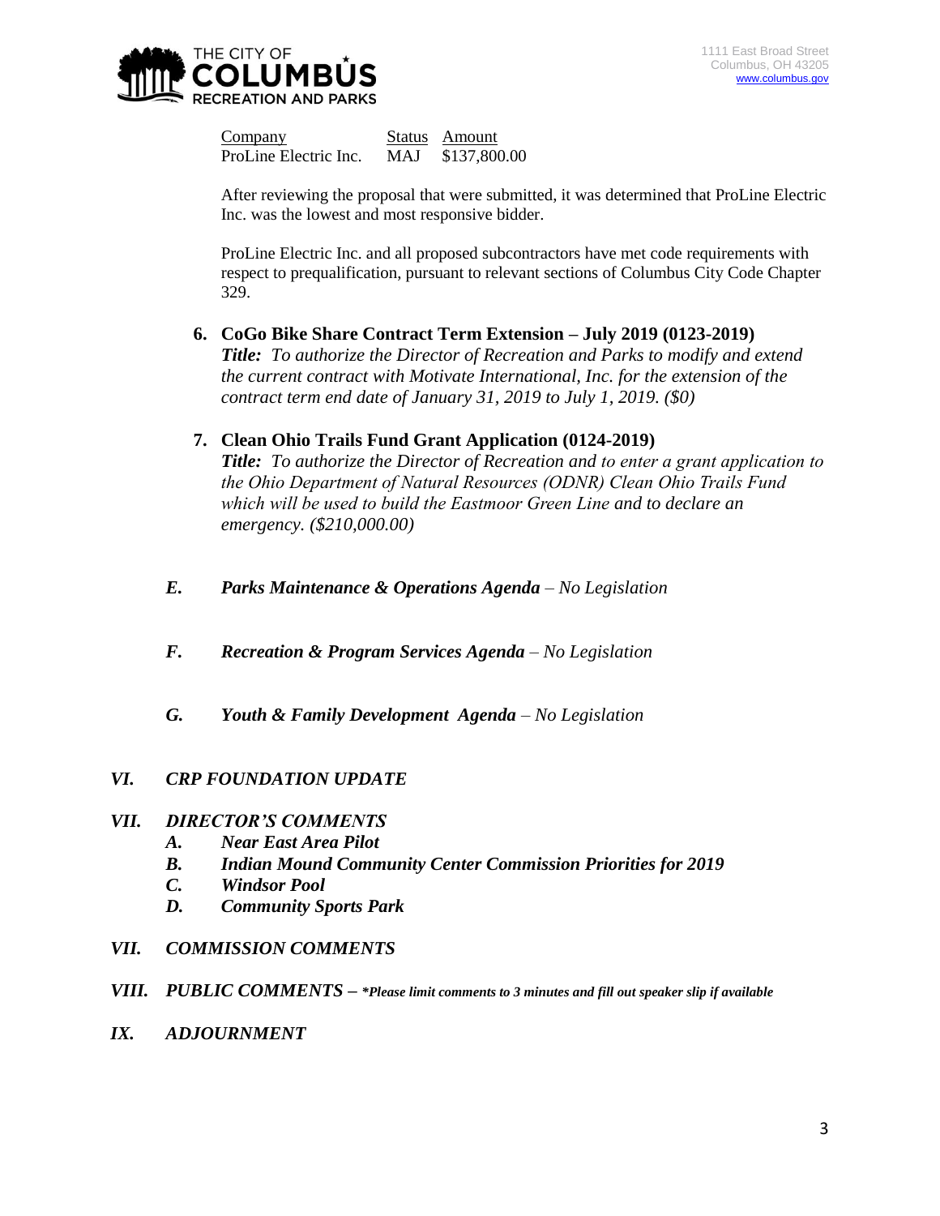| Company | Status | Amount |
|---|---|---|
| ProLine Electric Inc. | MAJ | $137,800.00 |

After reviewing the proposal that were submitted, it was determined that ProLine Electric Inc. was the lowest and most responsive bidder.

ProLine Electric Inc. and all proposed subcontractors have met code requirements with respect to prequalification, pursuant to relevant sections of Columbus City Code Chapter 329.

**6. CoGo Bike Share Contract Term Extension – July 2019 (0123-2019)**
***Title:*** *To authorize the Director of Recreation and Parks to modify and extend the current contract with Motivate International, Inc. for the extension of the contract term end date of January 31, 2019 to July 1, 2019. ($0)*

**7. Clean Ohio Trails Fund Grant Application (0124-2019)**
***Title:*** *To authorize the Director of Recreation and to enter a grant application to the Ohio Department of Natural Resources (ODNR) Clean Ohio Trails Fund which will be used to build the Eastmoor Green Line and to declare an emergency. ($210,000.00)*

***E. Parks Maintenance & Operations Agenda*** *– No Legislation*

***F. Recreation & Program Services Agenda*** *– No Legislation*

***G. Youth & Family Development Agenda*** *– No Legislation*

## *VI. CRP FOUNDATION UPDATE*

## *VII. DIRECTOR'S COMMENTS*

- ***A. Near East Area Pilot***
- ***B. Indian Mound Community Center Commission Priorities for 2019***
- ***C. Windsor Pool***
- ***D. Community Sports Park***

## *VII. COMMISSION COMMENTS*

## *VIII. PUBLIC COMMENTS – \*Please limit comments to 3 minutes and fill out speaker slip if available*

## *IX. ADJOURNMENT*